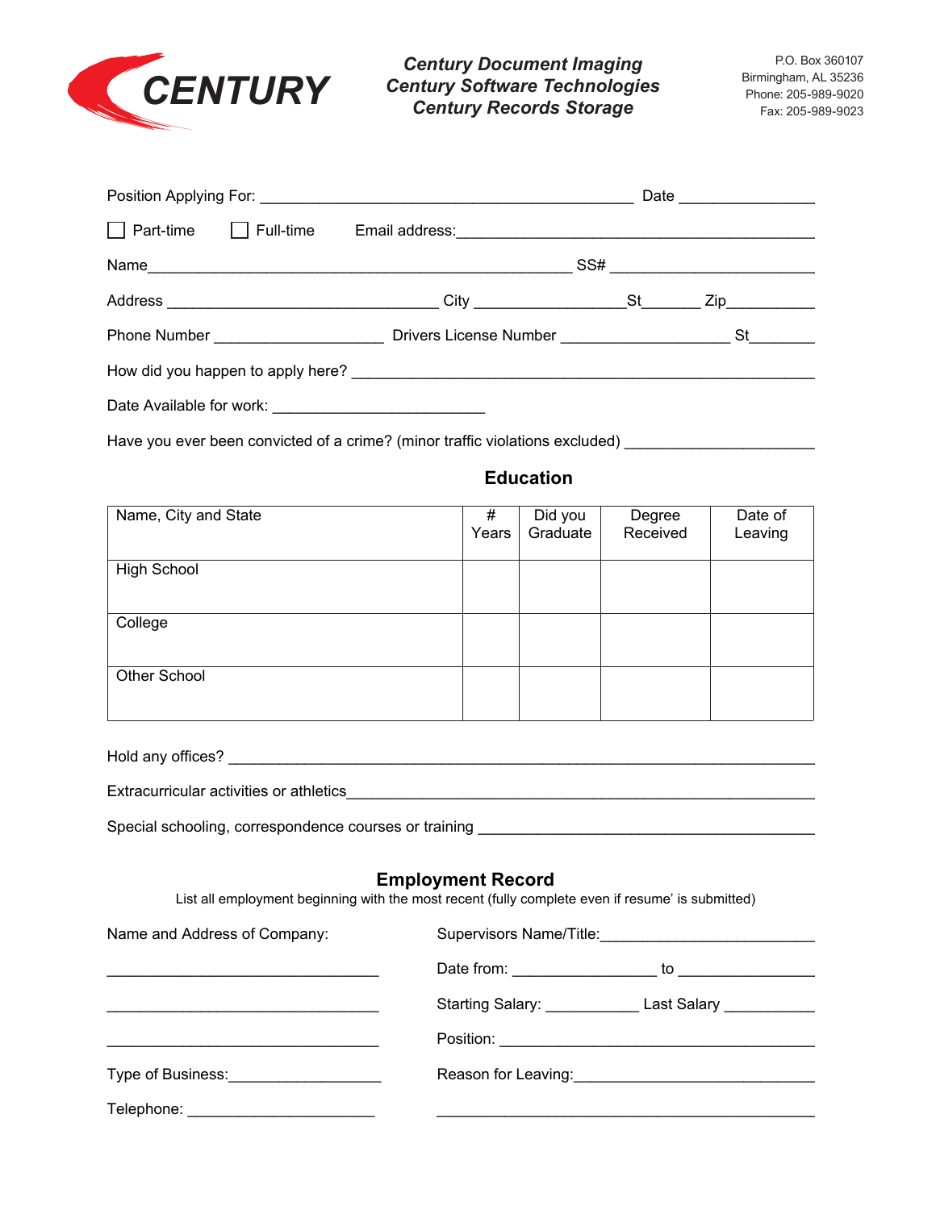CENTURY

***Century Document Imaging***
***Century Software Technologies***
***Century Records Storage***

P.O. Box 360107
Birmingham, AL 35236
Phone: 205-989-9020
Fax: 205-989-9023

Position Applying For: _____________________________________________ Date ________________

☐ Part-time ☐ Full-time Email address:__________________________________________

Name__________________________________________________ SS# ________________________

Address ________________________________ City _________________St_______ Zip__________

Phone Number ____________________ Drivers License Number ___________________ St________

How did you happen to apply here? ____________________________________________________

Date Available for work: _________________________

Have you ever been convicted of a crime? (minor traffic violations excluded) ______________________

## Education

| Name, City and State | # Years | Did you Graduate | Degree Received | Date of Leaving |
|---|---|---|---|---|
| High School | | | | |
| College | | | | |
| Other School | | | | |

Hold any offices? _________________________________________________________________

Extracurricular activities or athletics_______________________________________________________

Special schooling, correspondence courses or training _______________________________________

## Employment Record

List all employment beginning with the most recent (fully complete even if resume' is submitted)

Name and Address of Company:

________________________________

________________________________

________________________________

Type of Business:__________________

Telephone: ______________________

Supervisors Name/Title:_________________________

Date from: _________________ to ________________

Starting Salary: ___________ Last Salary ___________

Position: ______________________________________

Reason for Leaving:____________________________

_____________________________________________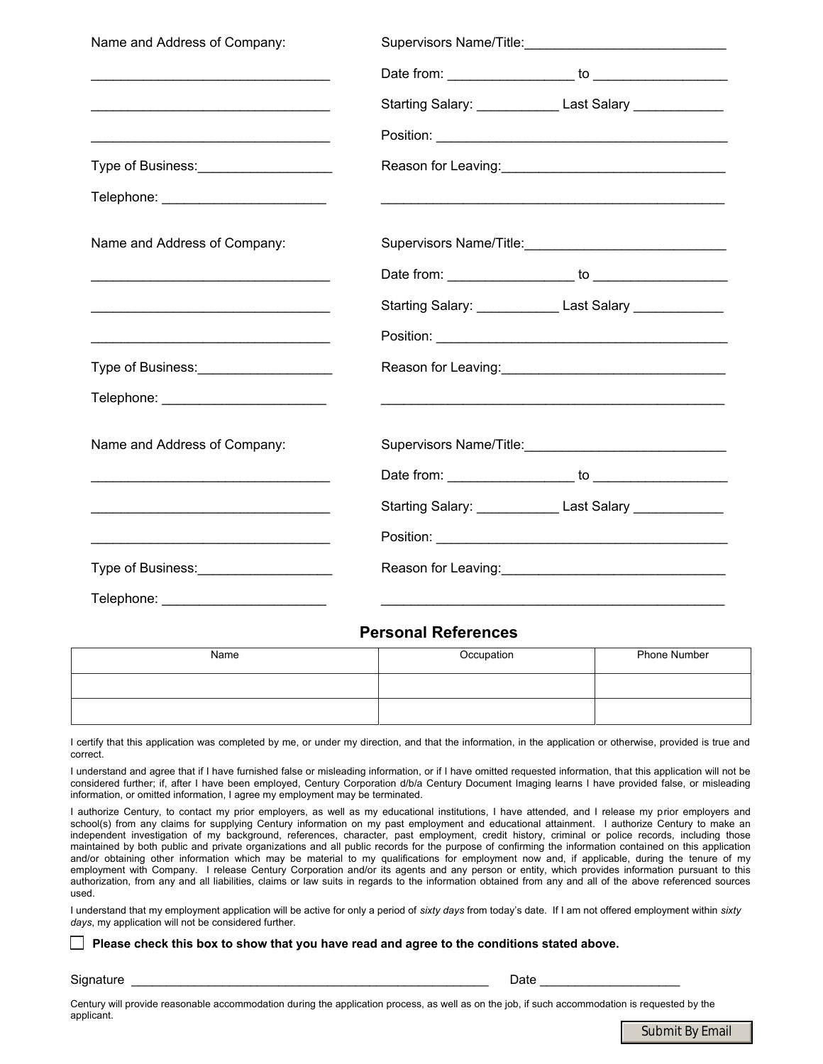Name and Address of Company: \_\_\_\_\_\_\_\_\_\_\_\_\_\_\_\_\_\_\_\_\_\_\_\_\_\_\_\_\_\_\_

\_\_\_\_\_\_\_\_\_\_\_\_\_\_\_\_\_\_\_\_\_\_\_\_\_\_\_\_\_\_\_

\_\_\_\_\_\_\_\_\_\_\_\_\_\_\_\_\_\_\_\_\_\_\_\_\_\_\_\_\_\_\_

Type of Business:\_\_\_\_\_\_\_\_\_\_\_\_\_\_\_\_\_\_

Telephone: \_\_\_\_\_\_\_\_\_\_\_\_\_\_\_\_\_\_\_\_\_\_

Supervisors Name/Title:\_\_\_\_\_\_\_\_\_\_\_\_\_\_\_\_\_\_\_\_\_\_\_\_\_\_\_

Date from: \_\_\_\_\_\_\_\_\_\_\_\_\_\_\_\_\_ to \_\_\_\_\_\_\_\_\_\_\_\_\_\_\_\_\_\_

Starting Salary: \_\_\_\_\_\_\_\_\_\_\_ Last Salary \_\_\_\_\_\_\_\_\_\_\_\_

Position: \_\_\_\_\_\_\_\_\_\_\_\_\_\_\_\_\_\_\_\_\_\_\_\_\_\_\_\_\_\_\_\_\_\_\_\_\_\_\_

Reason for Leaving:\_\_\_\_\_\_\_\_\_\_\_\_\_\_\_\_\_\_\_\_\_\_\_\_\_\_\_\_\_\_

\_\_\_\_\_\_\_\_\_\_\_\_\_\_\_\_\_\_\_\_\_\_\_\_\_\_\_\_\_\_\_\_\_\_\_\_\_\_\_\_\_\_\_\_\_\_

Name and Address of Company: \_\_\_\_\_\_\_\_\_\_\_\_\_\_\_\_\_\_\_\_\_\_\_\_\_\_\_\_\_\_\_

\_\_\_\_\_\_\_\_\_\_\_\_\_\_\_\_\_\_\_\_\_\_\_\_\_\_\_\_\_\_\_

\_\_\_\_\_\_\_\_\_\_\_\_\_\_\_\_\_\_\_\_\_\_\_\_\_\_\_\_\_\_\_

Type of Business:\_\_\_\_\_\_\_\_\_\_\_\_\_\_\_\_\_\_

Telephone: \_\_\_\_\_\_\_\_\_\_\_\_\_\_\_\_\_\_\_\_\_\_

Supervisors Name/Title:\_\_\_\_\_\_\_\_\_\_\_\_\_\_\_\_\_\_\_\_\_\_\_\_\_\_\_

Date from: \_\_\_\_\_\_\_\_\_\_\_\_\_\_\_\_\_ to \_\_\_\_\_\_\_\_\_\_\_\_\_\_\_\_\_\_

Starting Salary: \_\_\_\_\_\_\_\_\_\_\_ Last Salary \_\_\_\_\_\_\_\_\_\_\_\_

Position: \_\_\_\_\_\_\_\_\_\_\_\_\_\_\_\_\_\_\_\_\_\_\_\_\_\_\_\_\_\_\_\_\_\_\_\_\_\_\_

Reason for Leaving:\_\_\_\_\_\_\_\_\_\_\_\_\_\_\_\_\_\_\_\_\_\_\_\_\_\_\_\_\_\_

\_\_\_\_\_\_\_\_\_\_\_\_\_\_\_\_\_\_\_\_\_\_\_\_\_\_\_\_\_\_\_\_\_\_\_\_\_\_\_\_\_\_\_\_\_\_

Name and Address of Company: \_\_\_\_\_\_\_\_\_\_\_\_\_\_\_\_\_\_\_\_\_\_\_\_\_\_\_\_\_\_\_

\_\_\_\_\_\_\_\_\_\_\_\_\_\_\_\_\_\_\_\_\_\_\_\_\_\_\_\_\_\_\_

\_\_\_\_\_\_\_\_\_\_\_\_\_\_\_\_\_\_\_\_\_\_\_\_\_\_\_\_\_\_\_

Type of Business:\_\_\_\_\_\_\_\_\_\_\_\_\_\_\_\_\_\_

Telephone: \_\_\_\_\_\_\_\_\_\_\_\_\_\_\_\_\_\_\_\_\_\_

Supervisors Name/Title:\_\_\_\_\_\_\_\_\_\_\_\_\_\_\_\_\_\_\_\_\_\_\_\_\_\_\_

Date from: \_\_\_\_\_\_\_\_\_\_\_\_\_\_\_\_\_ to \_\_\_\_\_\_\_\_\_\_\_\_\_\_\_\_\_\_

Starting Salary: \_\_\_\_\_\_\_\_\_\_\_ Last Salary \_\_\_\_\_\_\_\_\_\_\_\_

Position: \_\_\_\_\_\_\_\_\_\_\_\_\_\_\_\_\_\_\_\_\_\_\_\_\_\_\_\_\_\_\_\_\_\_\_\_\_\_\_

Reason for Leaving:\_\_\_\_\_\_\_\_\_\_\_\_\_\_\_\_\_\_\_\_\_\_\_\_\_\_\_\_\_\_

\_\_\_\_\_\_\_\_\_\_\_\_\_\_\_\_\_\_\_\_\_\_\_\_\_\_\_\_\_\_\_\_\_\_\_\_\_\_\_\_\_\_\_\_\_\_

## Personal References

| Name | Occupation | Phone Number |
|---|---|---|
| | | |
| | | |

I certify that this application was completed by me, or under my direction, and that the information, in the application or otherwise, provided is true and correct.

I understand and agree that if I have furnished false or misleading information, or if I have omitted requested information, that this application will not be considered further; if, after I have been employed, Century Corporation d/b/a Century Document Imaging learns I have provided false, or misleading information, or omitted information, I agree my employment may be terminated.

I authorize Century, to contact my prior employers, as well as my educational institutions, I have attended, and I release my prior employers and school(s) from any claims for supplying Century information on my past employment and educational attainment. I authorize Century to make an independent investigation of my background, references, character, past employment, credit history, criminal or police records, including those maintained by both public and private organizations and all public records for the purpose of confirming the information contained on this application and/or obtaining other information which may be material to my qualifications for employment now and, if applicable, during the tenure of my employment with Company. I release Century Corporation and/or its agents and any person or entity, which provides information pursuant to this authorization, from any and all liabilities, claims or law suits in regards to the information obtained from any and all of the above referenced sources used.

I understand that my employment application will be active for only a period of *sixty days* from today's date. If I am not offered employment within *sixty days*, my application will not be considered further.

☐ **Please check this box to show that you have read and agree to the conditions stated above.**

Signature \_\_\_\_\_\_\_\_\_\_\_\_\_\_\_\_\_\_\_\_\_\_\_\_\_\_\_\_\_\_\_\_\_\_\_\_\_\_\_\_\_\_\_\_\_\_\_\_\_\_\_\_ Date \_\_\_\_\_\_\_\_\_\_\_\_\_\_\_\_\_\_\_\_

Century will provide reasonable accommodation during the application process, as well as on the job, if such accommodation is requested by the applicant.

Submit By Email